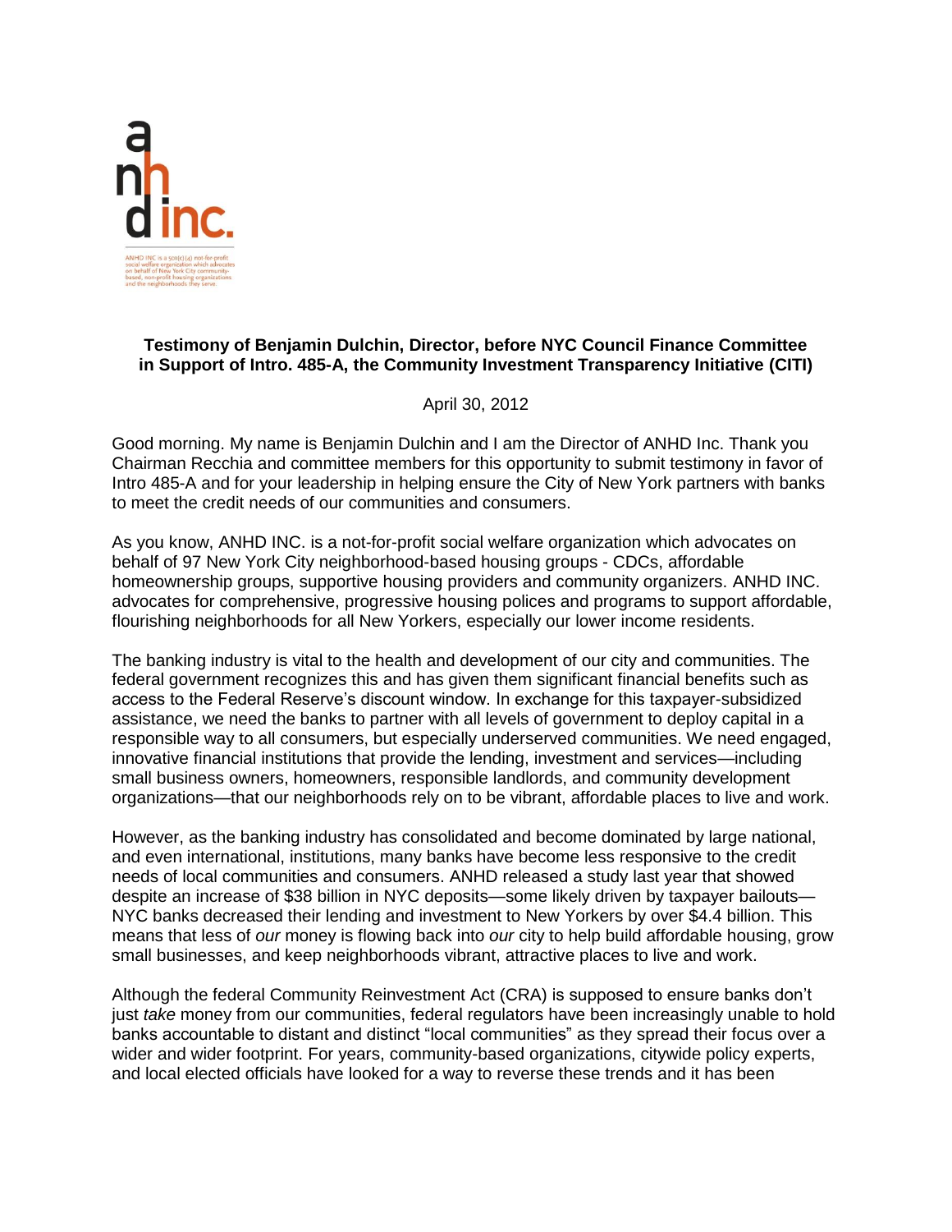anhd inc.

ANHD INC is a 501(c)(4) not-for-profit social welfare organization which advocates on behalf of New York City community-based, non-profit housing organizations and the neighborhoods they serve.

**Testimony of Benjamin Dulchin, Director, before NYC Council Finance Committee in Support of Intro. 485-A, the Community Investment Transparency Initiative (CITI)**

April 30, 2012

Good morning. My name is Benjamin Dulchin and I am the Director of ANHD Inc. Thank you Chairman Recchia and committee members for this opportunity to submit testimony in favor of Intro 485-A and for your leadership in helping ensure the City of New York partners with banks to meet the credit needs of our communities and consumers.

As you know, ANHD INC. is a not-for-profit social welfare organization which advocates on behalf of 97 New York City neighborhood-based housing groups - CDCs, affordable homeownership groups, supportive housing providers and community organizers. ANHD INC. advocates for comprehensive, progressive housing polices and programs to support affordable, flourishing neighborhoods for all New Yorkers, especially our lower income residents.

The banking industry is vital to the health and development of our city and communities. The federal government recognizes this and has given them significant financial benefits such as access to the Federal Reserve's discount window. In exchange for this taxpayer-subsidized assistance, we need the banks to partner with all levels of government to deploy capital in a responsible way to all consumers, but especially underserved communities. We need engaged, innovative financial institutions that provide the lending, investment and services—including small business owners, homeowners, responsible landlords, and community development organizations—that our neighborhoods rely on to be vibrant, affordable places to live and work.

However, as the banking industry has consolidated and become dominated by large national, and even international, institutions, many banks have become less responsive to the credit needs of local communities and consumers. ANHD released a study last year that showed despite an increase of $38 billion in NYC deposits—some likely driven by taxpayer bailouts—NYC banks decreased their lending and investment to New Yorkers by over $4.4 billion. This means that less of *our* money is flowing back into *our* city to help build affordable housing, grow small businesses, and keep neighborhoods vibrant, attractive places to live and work.

Although the federal Community Reinvestment Act (CRA) is supposed to ensure banks don't just *take* money from our communities, federal regulators have been increasingly unable to hold banks accountable to distant and distinct "local communities" as they spread their focus over a wider and wider footprint. For years, community-based organizations, citywide policy experts, and local elected officials have looked for a way to reverse these trends and it has been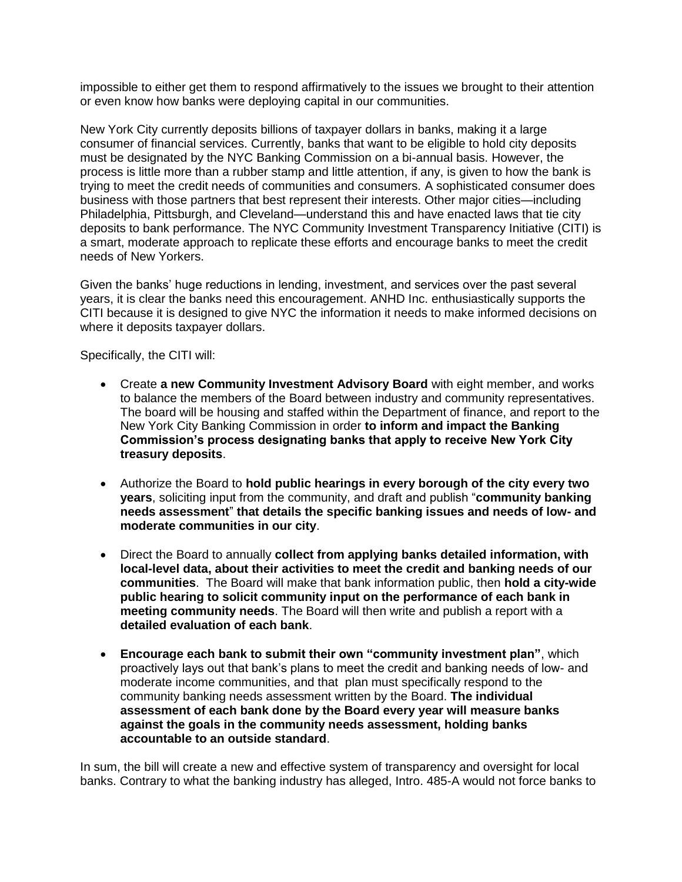impossible to either get them to respond affirmatively to the issues we brought to their attention or even know how banks were deploying capital in our communities.

New York City currently deposits billions of taxpayer dollars in banks, making it a large consumer of financial services. Currently, banks that want to be eligible to hold city deposits must be designated by the NYC Banking Commission on a bi-annual basis. However, the process is little more than a rubber stamp and little attention, if any, is given to how the bank is trying to meet the credit needs of communities and consumers. A sophisticated consumer does business with those partners that best represent their interests. Other major cities—including Philadelphia, Pittsburgh, and Cleveland—understand this and have enacted laws that tie city deposits to bank performance. The NYC Community Investment Transparency Initiative (CITI) is a smart, moderate approach to replicate these efforts and encourage banks to meet the credit needs of New Yorkers.

Given the banks' huge reductions in lending, investment, and services over the past several years, it is clear the banks need this encouragement. ANHD Inc. enthusiastically supports the CITI because it is designed to give NYC the information it needs to make informed decisions on where it deposits taxpayer dollars.

Specifically, the CITI will:

- Create **a new Community Investment Advisory Board** with eight member, and works to balance the members of the Board between industry and community representatives. The board will be housing and staffed within the Department of finance, and report to the New York City Banking Commission in order **to inform and impact the Banking Commission's process designating banks that apply to receive New York City treasury deposits**.

- Authorize the Board to **hold public hearings in every borough of the city every two years**, soliciting input from the community, and draft and publish "**community banking needs assessment**" **that details the specific banking issues and needs of low- and moderate communities in our city**.

- Direct the Board to annually **collect from applying banks detailed information, with local-level data, about their activities to meet the credit and banking needs of our communities**. The Board will make that bank information public, then **hold a city-wide public hearing to solicit community input on the performance of each bank in meeting community needs**. The Board will then write and publish a report with a **detailed evaluation of each bank**.

- **Encourage each bank to submit their own "community investment plan"**, which proactively lays out that bank's plans to meet the credit and banking needs of low- and moderate income communities, and that plan must specifically respond to the community banking needs assessment written by the Board. **The individual assessment of each bank done by the Board every year will measure banks against the goals in the community needs assessment, holding banks accountable to an outside standard**.

In sum, the bill will create a new and effective system of transparency and oversight for local banks. Contrary to what the banking industry has alleged, Intro. 485-A would not force banks to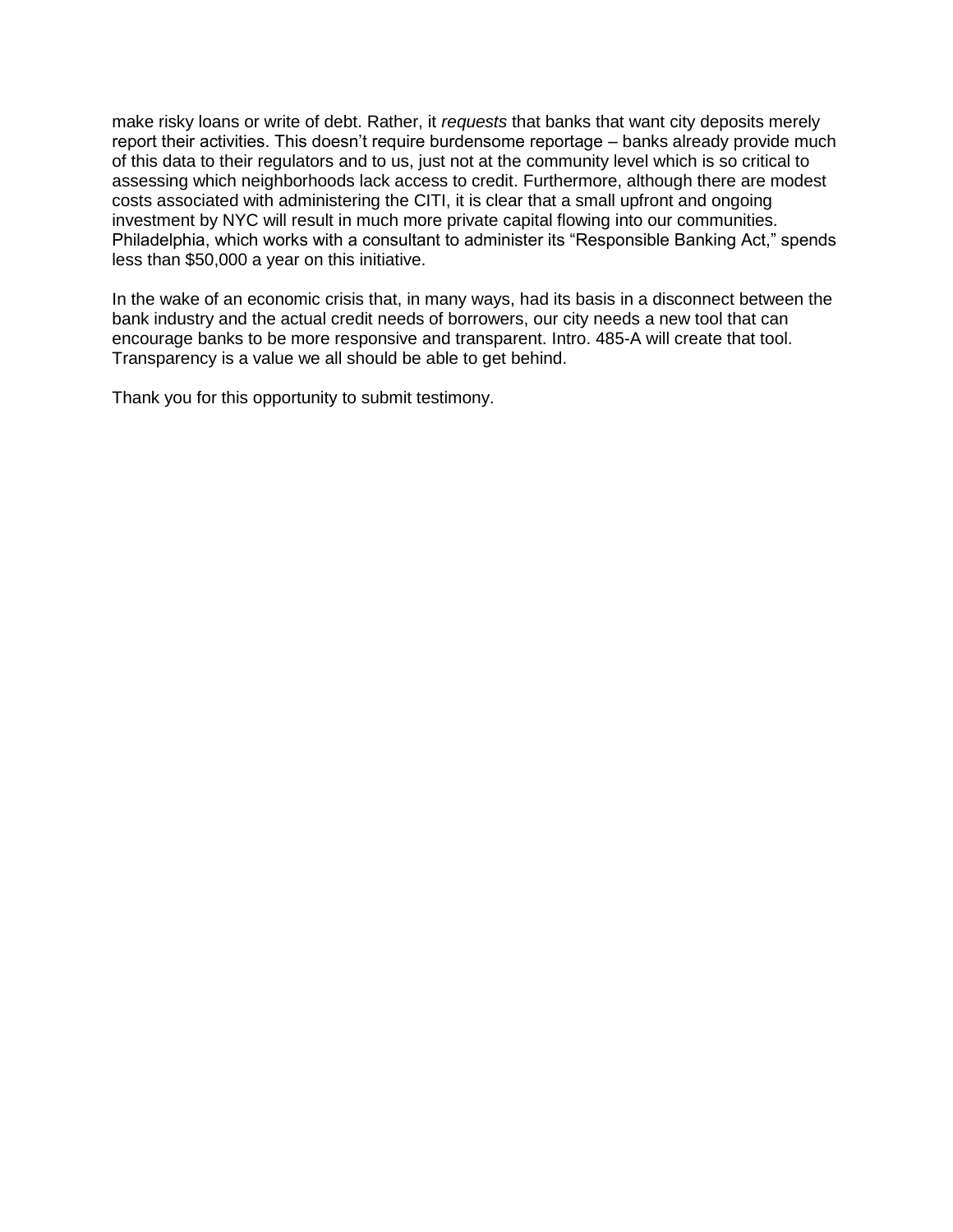make risky loans or write of debt. Rather, it *requests* that banks that want city deposits merely report their activities. This doesn't require burdensome reportage – banks already provide much of this data to their regulators and to us, just not at the community level which is so critical to assessing which neighborhoods lack access to credit. Furthermore, although there are modest costs associated with administering the CITI, it is clear that a small upfront and ongoing investment by NYC will result in much more private capital flowing into our communities. Philadelphia, which works with a consultant to administer its "Responsible Banking Act," spends less than $50,000 a year on this initiative.

In the wake of an economic crisis that, in many ways, had its basis in a disconnect between the bank industry and the actual credit needs of borrowers, our city needs a new tool that can encourage banks to be more responsive and transparent. Intro. 485-A will create that tool. Transparency is a value we all should be able to get behind.

Thank you for this opportunity to submit testimony.